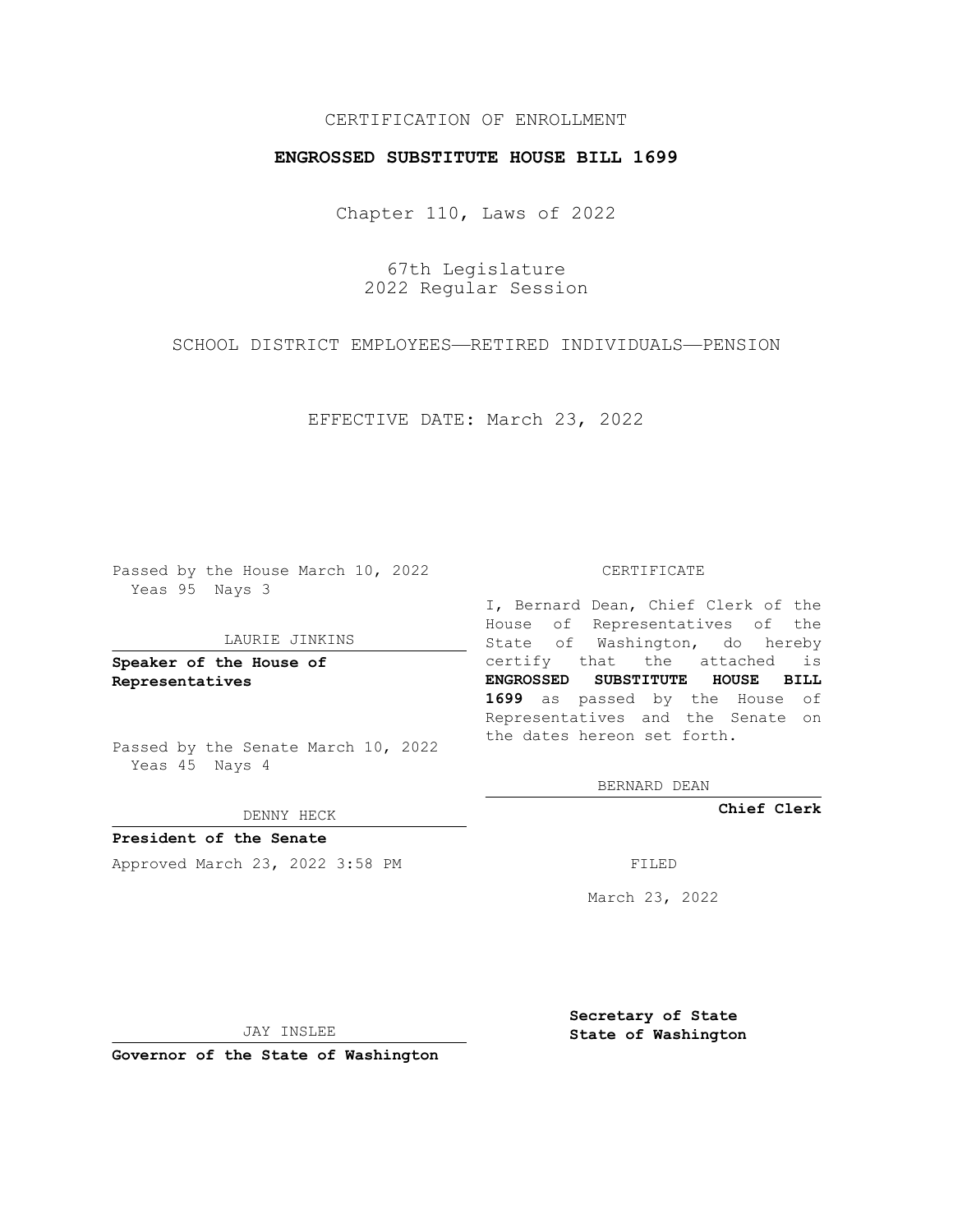CERTIFICATION OF ENROLLMENT

**ENGROSSED SUBSTITUTE HOUSE BILL 1699**

Chapter 110, Laws of 2022

67th Legislature
2022 Regular Session

SCHOOL DISTRICT EMPLOYEES—RETIRED INDIVIDUALS—PENSION

EFFECTIVE DATE: March 23, 2022

Passed by the House March 10, 2022
Yeas 95 Nays 3

LAURIE JINKINS

**Speaker of the House of Representatives**

Passed by the Senate March 10, 2022
Yeas 45 Nays 4

DENNY HECK

**President of the Senate**

Approved March 23, 2022 3:58 PM

JAY INSLEE

**Governor of the State of Washington**

CERTIFICATE

I, Bernard Dean, Chief Clerk of the House of Representatives of the State of Washington, do hereby certify that the attached is **ENGROSSED SUBSTITUTE HOUSE BILL 1699** as passed by the House of Representatives and the Senate on the dates hereon set forth.

BERNARD DEAN

**Chief Clerk**

FILED

March 23, 2022

**Secretary of State State of Washington**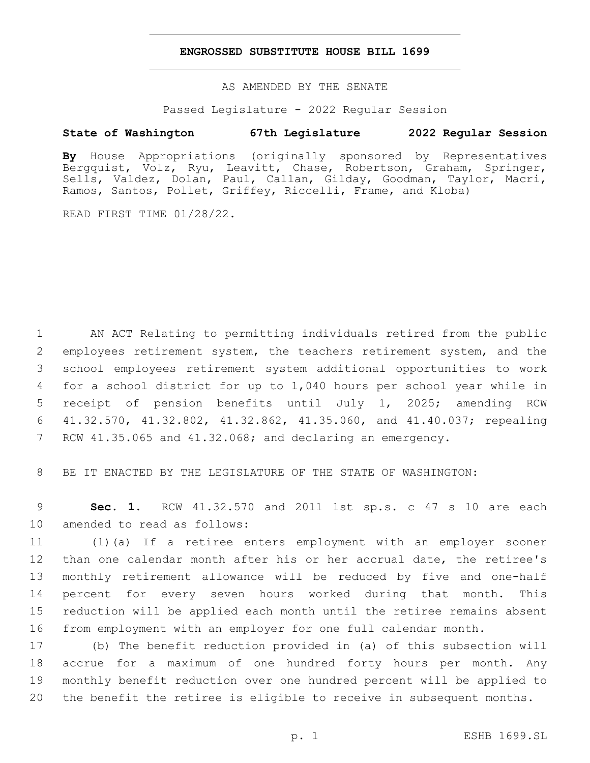# ENGROSSED SUBSTITUTE HOUSE BILL 1699

AS AMENDED BY THE SENATE

Passed Legislature - 2022 Regular Session

**State of Washington 67th Legislature 2022 Regular Session**

**By** House Appropriations (originally sponsored by Representatives Bergquist, Volz, Ryu, Leavitt, Chase, Robertson, Graham, Springer, Sells, Valdez, Dolan, Paul, Callan, Gilday, Goodman, Taylor, Macri, Ramos, Santos, Pollet, Griffey, Riccelli, Frame, and Kloba)

READ FIRST TIME 01/28/22.

AN ACT Relating to permitting individuals retired from the public employees retirement system, the teachers retirement system, and the school employees retirement system additional opportunities to work for a school district for up to 1,040 hours per school year while in receipt of pension benefits until July 1, 2025; amending RCW 41.32.570, 41.32.802, 41.32.862, 41.35.060, and 41.40.037; repealing RCW 41.35.065 and 41.32.068; and declaring an emergency.

BE IT ENACTED BY THE LEGISLATURE OF THE STATE OF WASHINGTON:

**Sec. 1.** RCW 41.32.570 and 2011 1st sp.s. c 47 s 10 are each amended to read as follows:

(1)(a) If a retiree enters employment with an employer sooner than one calendar month after his or her accrual date, the retiree's monthly retirement allowance will be reduced by five and one-half percent for every seven hours worked during that month. This reduction will be applied each month until the retiree remains absent from employment with an employer for one full calendar month.

(b) The benefit reduction provided in (a) of this subsection will accrue for a maximum of one hundred forty hours per month. Any monthly benefit reduction over one hundred percent will be applied to the benefit the retiree is eligible to receive in subsequent months.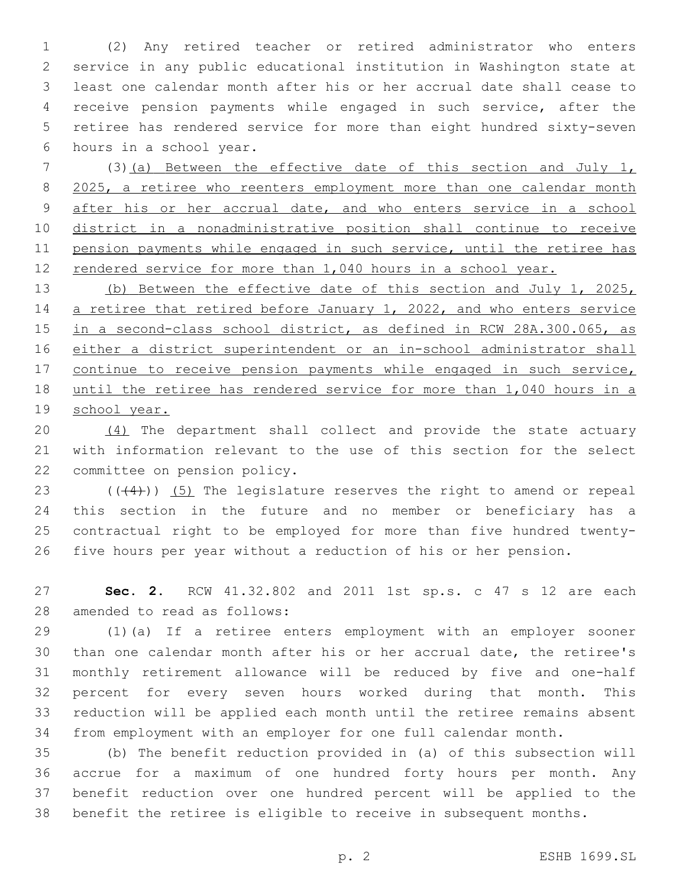(2) Any retired teacher or retired administrator who enters service in any public educational institution in Washington state at least one calendar month after his or her accrual date shall cease to receive pension payments while engaged in such service, after the retiree has rendered service for more than eight hundred sixty-seven hours in a school year.

(3)<u>(a) Between the effective date of this section and July 1, 2025, a retiree who reenters employment more than one calendar month after his or her accrual date, and who enters service in a school district in a nonadministrative position shall continue to receive pension payments while engaged in such service, until the retiree has rendered service for more than 1,040 hours in a school year.</u>

<u>(b) Between the effective date of this section and July 1, 2025, a retiree that retired before January 1, 2022, and who enters service in a second-class school district, as defined in RCW 28A.300.065, as either a district superintendent or an in-school administrator shall continue to receive pension payments while engaged in such service, until the retiree has rendered service for more than 1,040 hours in a school year.</u>

<u>(4)</u> The department shall collect and provide the state actuary with information relevant to the use of this section for the select committee on pension policy.

~~((4))~~ <u>(5)</u> The legislature reserves the right to amend or repeal this section in the future and no member or beneficiary has a contractual right to be employed for more than five hundred twenty-five hours per year without a reduction of his or her pension.

**Sec. 2.** RCW 41.32.802 and 2011 1st sp.s. c 47 s 12 are each amended to read as follows:

(1)(a) If a retiree enters employment with an employer sooner than one calendar month after his or her accrual date, the retiree's monthly retirement allowance will be reduced by five and one-half percent for every seven hours worked during that month. This reduction will be applied each month until the retiree remains absent from employment with an employer for one full calendar month.

(b) The benefit reduction provided in (a) of this subsection will accrue for a maximum of one hundred forty hours per month. Any benefit reduction over one hundred percent will be applied to the benefit the retiree is eligible to receive in subsequent months.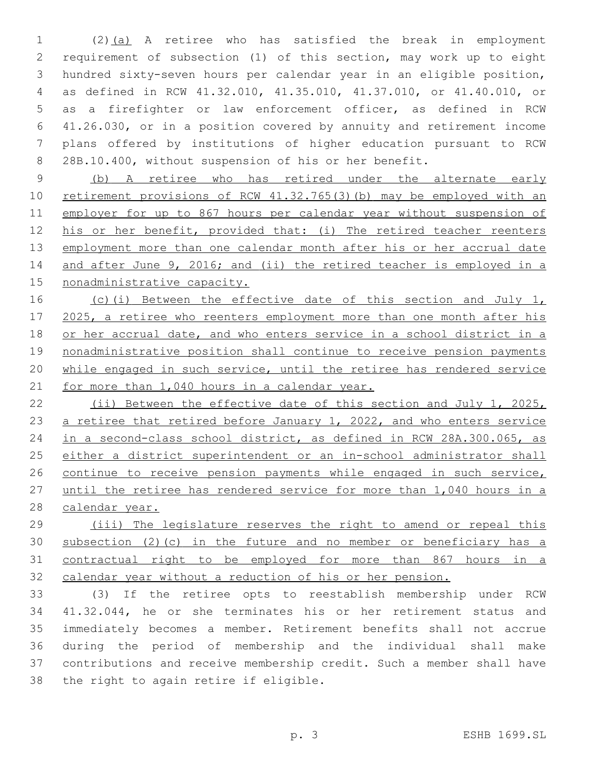(2)(a) A retiree who has satisfied the break in employment requirement of subsection (1) of this section, may work up to eight hundred sixty-seven hours per calendar year in an eligible position, as defined in RCW 41.32.010, 41.35.010, 41.37.010, or 41.40.010, or as a firefighter or law enforcement officer, as defined in RCW 41.26.030, or in a position covered by annuity and retirement income plans offered by institutions of higher education pursuant to RCW 28B.10.400, without suspension of his or her benefit.

(b) A retiree who has retired under the alternate early retirement provisions of RCW 41.32.765(3)(b) may be employed with an employer for up to 867 hours per calendar year without suspension of his or her benefit, provided that: (i) The retired teacher reenters employment more than one calendar month after his or her accrual date and after June 9, 2016; and (ii) the retired teacher is employed in a nonadministrative capacity.

(c)(i) Between the effective date of this section and July 1, 2025, a retiree who reenters employment more than one month after his or her accrual date, and who enters service in a school district in a nonadministrative position shall continue to receive pension payments while engaged in such service, until the retiree has rendered service for more than 1,040 hours in a calendar year.

(ii) Between the effective date of this section and July 1, 2025, a retiree that retired before January 1, 2022, and who enters service in a second-class school district, as defined in RCW 28A.300.065, as either a district superintendent or an in-school administrator shall continue to receive pension payments while engaged in such service, until the retiree has rendered service for more than 1,040 hours in a calendar year.

(iii) The legislature reserves the right to amend or repeal this subsection (2)(c) in the future and no member or beneficiary has a contractual right to be employed for more than 867 hours in a calendar year without a reduction of his or her pension.

(3) If the retiree opts to reestablish membership under RCW 41.32.044, he or she terminates his or her retirement status and immediately becomes a member. Retirement benefits shall not accrue during the period of membership and the individual shall make contributions and receive membership credit. Such a member shall have the right to again retire if eligible.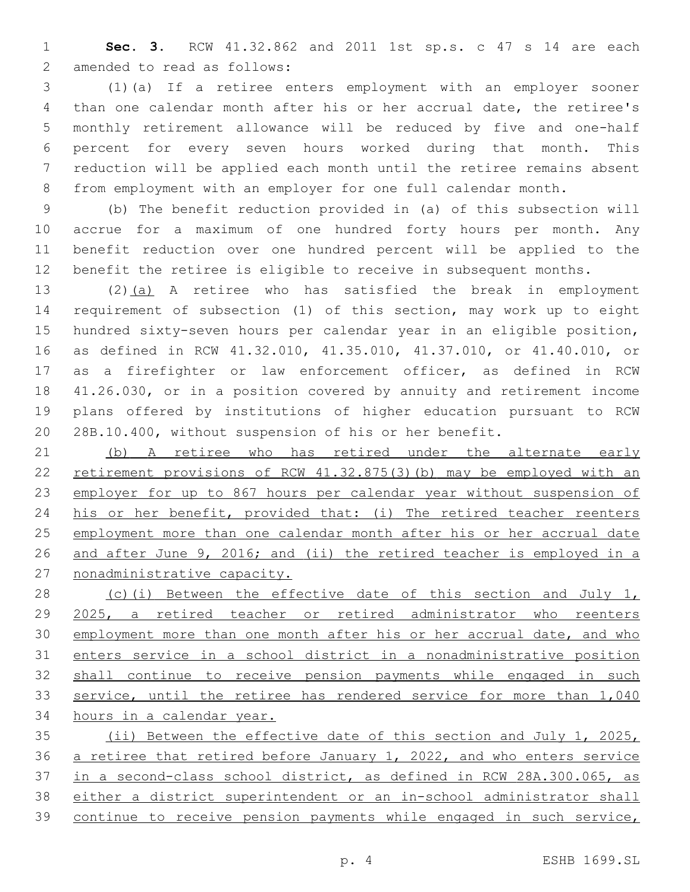**Sec. 3.** RCW 41.32.862 and 2011 1st sp.s. c 47 s 14 are each amended to read as follows:

(1)(a) If a retiree enters employment with an employer sooner than one calendar month after his or her accrual date, the retiree's monthly retirement allowance will be reduced by five and one-half percent for every seven hours worked during that month. This reduction will be applied each month until the retiree remains absent from employment with an employer for one full calendar month.

(b) The benefit reduction provided in (a) of this subsection will accrue for a maximum of one hundred forty hours per month. Any benefit reduction over one hundred percent will be applied to the benefit the retiree is eligible to receive in subsequent months.

(2)<u>(a)</u> A retiree who has satisfied the break in employment requirement of subsection (1) of this section, may work up to eight hundred sixty-seven hours per calendar year in an eligible position, as defined in RCW 41.32.010, 41.35.010, 41.37.010, or 41.40.010, or as a firefighter or law enforcement officer, as defined in RCW 41.26.030, or in a position covered by annuity and retirement income plans offered by institutions of higher education pursuant to RCW 28B.10.400, without suspension of his or her benefit.

<u>(b) A retiree who has retired under the alternate early retirement provisions of RCW 41.32.875(3)(b) may be employed with an employer for up to 867 hours per calendar year without suspension of his or her benefit, provided that: (i) The retired teacher reenters employment more than one calendar month after his or her accrual date and after June 9, 2016; and (ii) the retired teacher is employed in a nonadministrative capacity.</u>

<u>(c)(i) Between the effective date of this section and July 1, 2025, a retired teacher or retired administrator who reenters employment more than one month after his or her accrual date, and who enters service in a school district in a nonadministrative position shall continue to receive pension payments while engaged in such service, until the retiree has rendered service for more than 1,040 hours in a calendar year.</u>

<u>(ii) Between the effective date of this section and July 1, 2025, a retiree that retired before January 1, 2022, and who enters service in a second-class school district, as defined in RCW 28A.300.065, as either a district superintendent or an in-school administrator shall continue to receive pension payments while engaged in such service,</u>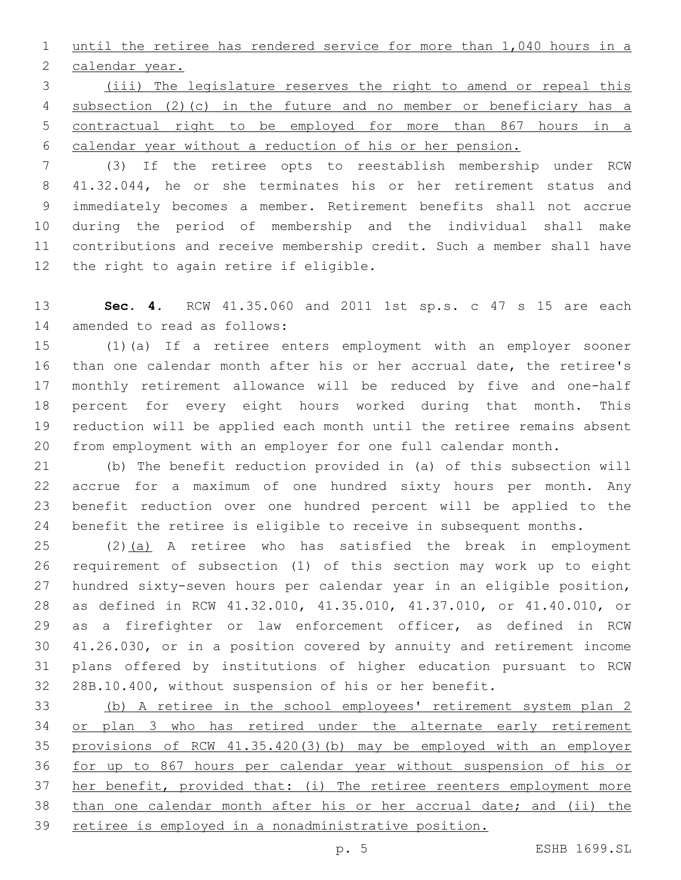until the retiree has rendered service for more than 1,040 hours in a calendar year.

(iii) The legislature reserves the right to amend or repeal this subsection (2)(c) in the future and no member or beneficiary has a contractual right to be employed for more than 867 hours in a calendar year without a reduction of his or her pension.

(3) If the retiree opts to reestablish membership under RCW 41.32.044, he or she terminates his or her retirement status and immediately becomes a member. Retirement benefits shall not accrue during the period of membership and the individual shall make contributions and receive membership credit. Such a member shall have the right to again retire if eligible.

**Sec. 4.** RCW 41.35.060 and 2011 1st sp.s. c 47 s 15 are each amended to read as follows:

(1)(a) If a retiree enters employment with an employer sooner than one calendar month after his or her accrual date, the retiree's monthly retirement allowance will be reduced by five and one-half percent for every eight hours worked during that month. This reduction will be applied each month until the retiree remains absent from employment with an employer for one full calendar month.

(b) The benefit reduction provided in (a) of this subsection will accrue for a maximum of one hundred sixty hours per month. Any benefit reduction over one hundred percent will be applied to the benefit the retiree is eligible to receive in subsequent months.

(2)(a) A retiree who has satisfied the break in employment requirement of subsection (1) of this section may work up to eight hundred sixty-seven hours per calendar year in an eligible position, as defined in RCW 41.32.010, 41.35.010, 41.37.010, or 41.40.010, or as a firefighter or law enforcement officer, as defined in RCW 41.26.030, or in a position covered by annuity and retirement income plans offered by institutions of higher education pursuant to RCW 28B.10.400, without suspension of his or her benefit.

(b) A retiree in the school employees' retirement system plan 2 or plan 3 who has retired under the alternate early retirement provisions of RCW 41.35.420(3)(b) may be employed with an employer for up to 867 hours per calendar year without suspension of his or her benefit, provided that: (i) The retiree reenters employment more than one calendar month after his or her accrual date; and (ii) the retiree is employed in a nonadministrative position.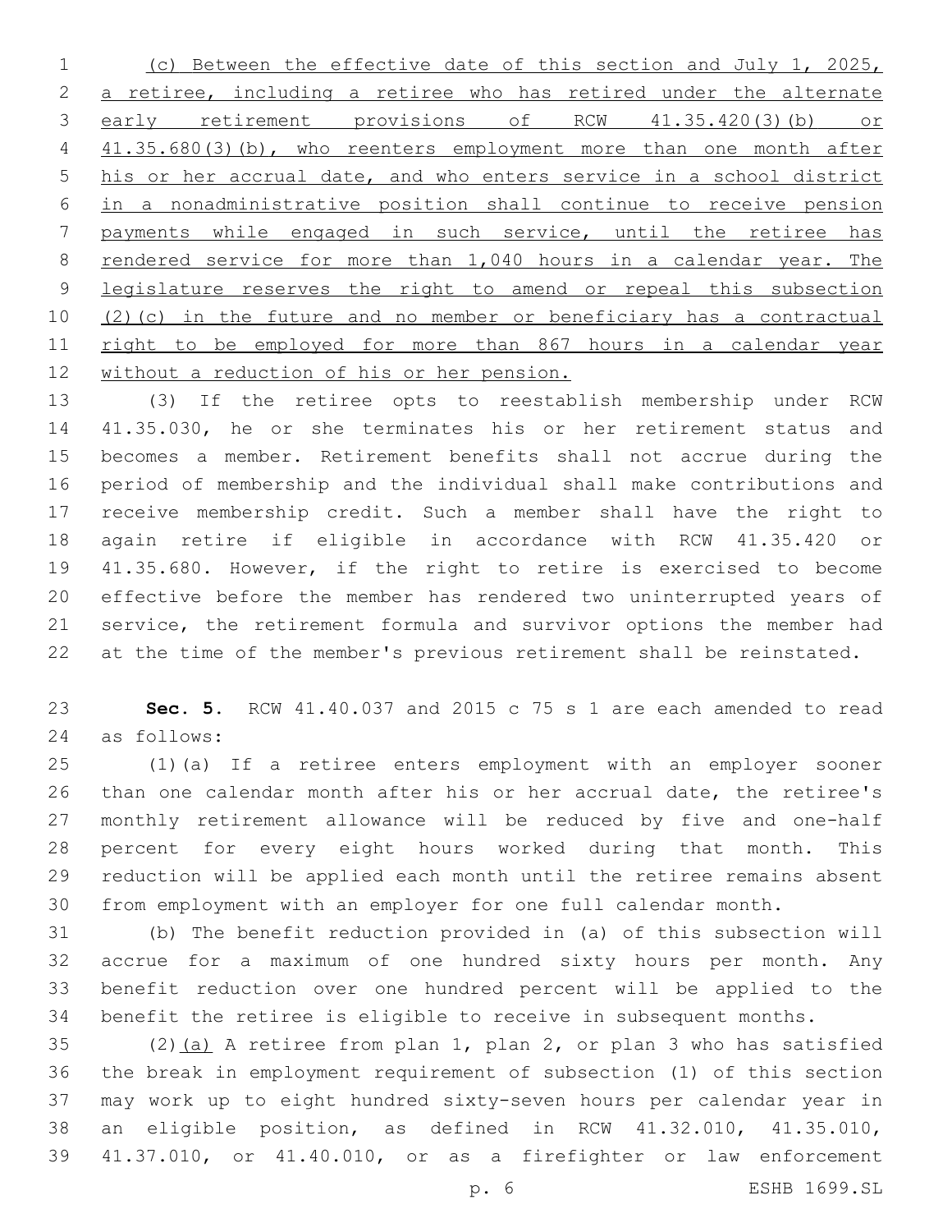(c) Between the effective date of this section and July 1, 2025, a retiree, including a retiree who has retired under the alternate early retirement provisions of RCW 41.35.420(3)(b) or 41.35.680(3)(b), who reenters employment more than one month after his or her accrual date, and who enters service in a school district in a nonadministrative position shall continue to receive pension payments while engaged in such service, until the retiree has rendered service for more than 1,040 hours in a calendar year. The legislature reserves the right to amend or repeal this subsection (2)(c) in the future and no member or beneficiary has a contractual right to be employed for more than 867 hours in a calendar year without a reduction of his or her pension.

(3) If the retiree opts to reestablish membership under RCW 41.35.030, he or she terminates his or her retirement status and becomes a member. Retirement benefits shall not accrue during the period of membership and the individual shall make contributions and receive membership credit. Such a member shall have the right to again retire if eligible in accordance with RCW 41.35.420 or 41.35.680. However, if the right to retire is exercised to become effective before the member has rendered two uninterrupted years of service, the retirement formula and survivor options the member had at the time of the member's previous retirement shall be reinstated.

**Sec. 5.** RCW 41.40.037 and 2015 c 75 s 1 are each amended to read as follows:

(1)(a) If a retiree enters employment with an employer sooner than one calendar month after his or her accrual date, the retiree's monthly retirement allowance will be reduced by five and one-half percent for every eight hours worked during that month. This reduction will be applied each month until the retiree remains absent from employment with an employer for one full calendar month.

(b) The benefit reduction provided in (a) of this subsection will accrue for a maximum of one hundred sixty hours per month. Any benefit reduction over one hundred percent will be applied to the benefit the retiree is eligible to receive in subsequent months.

(2)(a) A retiree from plan 1, plan 2, or plan 3 who has satisfied the break in employment requirement of subsection (1) of this section may work up to eight hundred sixty-seven hours per calendar year in an eligible position, as defined in RCW 41.32.010, 41.35.010, 41.37.010, or 41.40.010, or as a firefighter or law enforcement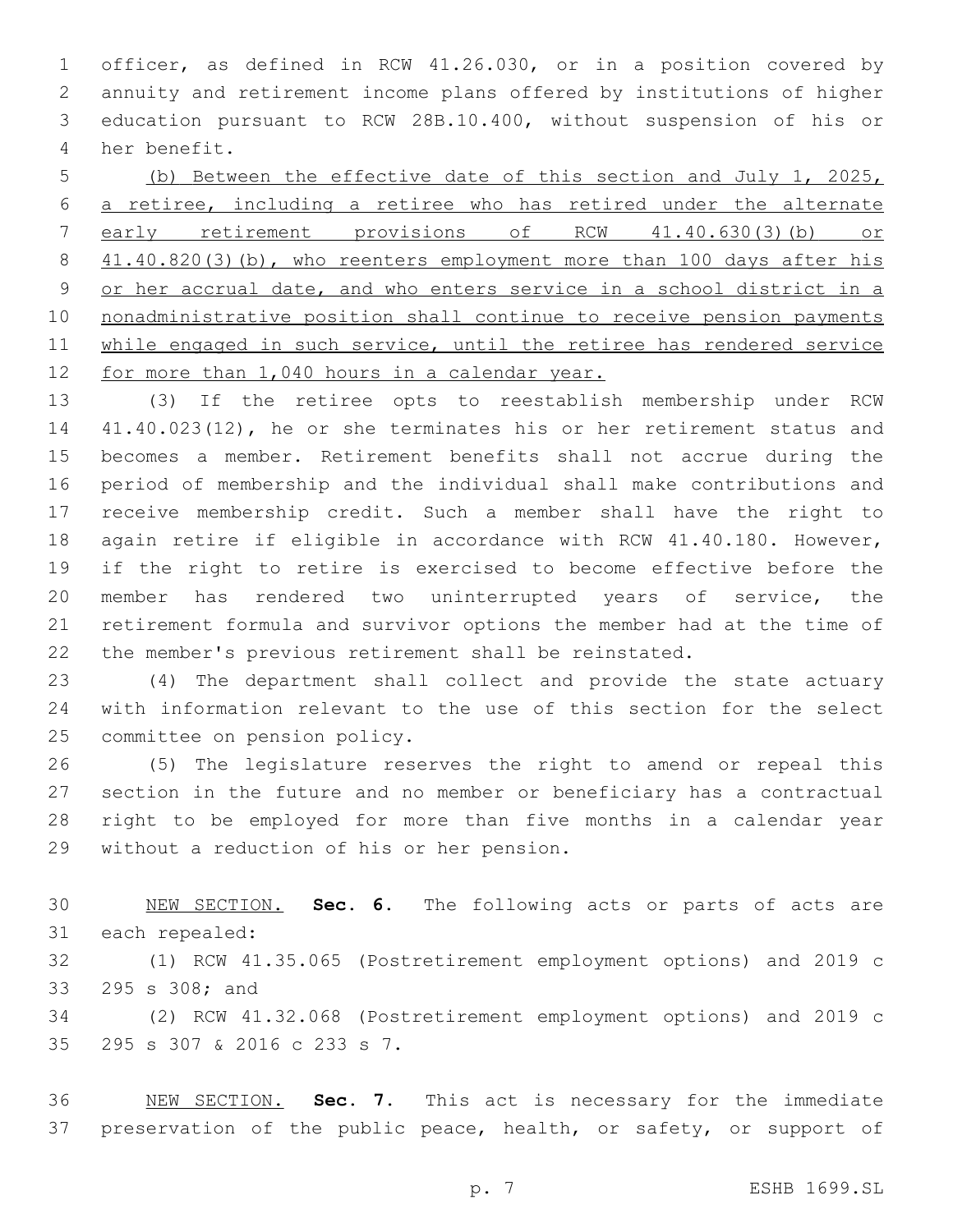officer, as defined in RCW 41.26.030, or in a position covered by annuity and retirement income plans offered by institutions of higher education pursuant to RCW 28B.10.400, without suspension of his or her benefit.

(b) Between the effective date of this section and July 1, 2025, a retiree, including a retiree who has retired under the alternate early retirement provisions of RCW 41.40.630(3)(b) or 41.40.820(3)(b), who reenters employment more than 100 days after his or her accrual date, and who enters service in a school district in a nonadministrative position shall continue to receive pension payments while engaged in such service, until the retiree has rendered service for more than 1,040 hours in a calendar year.

(3) If the retiree opts to reestablish membership under RCW 41.40.023(12), he or she terminates his or her retirement status and becomes a member. Retirement benefits shall not accrue during the period of membership and the individual shall make contributions and receive membership credit. Such a member shall have the right to again retire if eligible in accordance with RCW 41.40.180. However, if the right to retire is exercised to become effective before the member has rendered two uninterrupted years of service, the retirement formula and survivor options the member had at the time of the member's previous retirement shall be reinstated.

(4) The department shall collect and provide the state actuary with information relevant to the use of this section for the select committee on pension policy.

(5) The legislature reserves the right to amend or repeal this section in the future and no member or beneficiary has a contractual right to be employed for more than five months in a calendar year without a reduction of his or her pension.

NEW SECTION. **Sec. 6.** The following acts or parts of acts are each repealed:

(1) RCW 41.35.065 (Postretirement employment options) and 2019 c 295 s 308; and

(2) RCW 41.32.068 (Postretirement employment options) and 2019 c 295 s 307 & 2016 c 233 s 7.

NEW SECTION. **Sec. 7.** This act is necessary for the immediate preservation of the public peace, health, or safety, or support of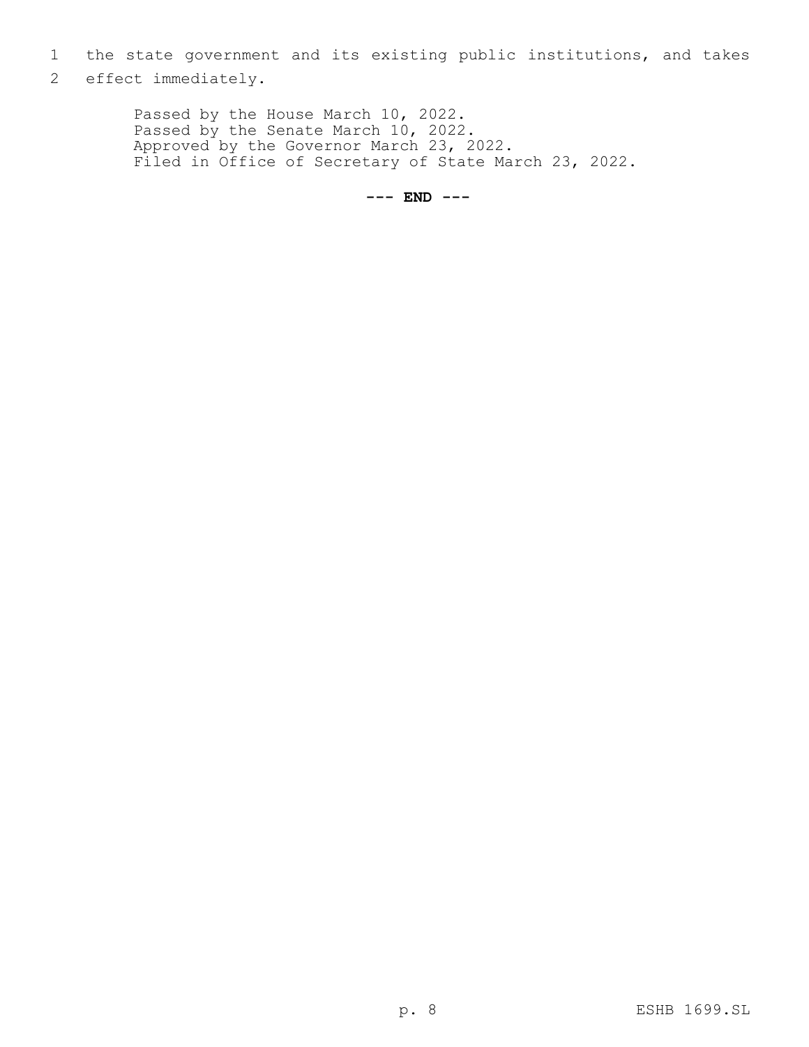the state government and its existing public institutions, and takes effect immediately.

Passed by the House March 10, 2022.
Passed by the Senate March 10, 2022.
Approved by the Governor March 23, 2022.
Filed in Office of Secretary of State March 23, 2022.

**--- END ---**